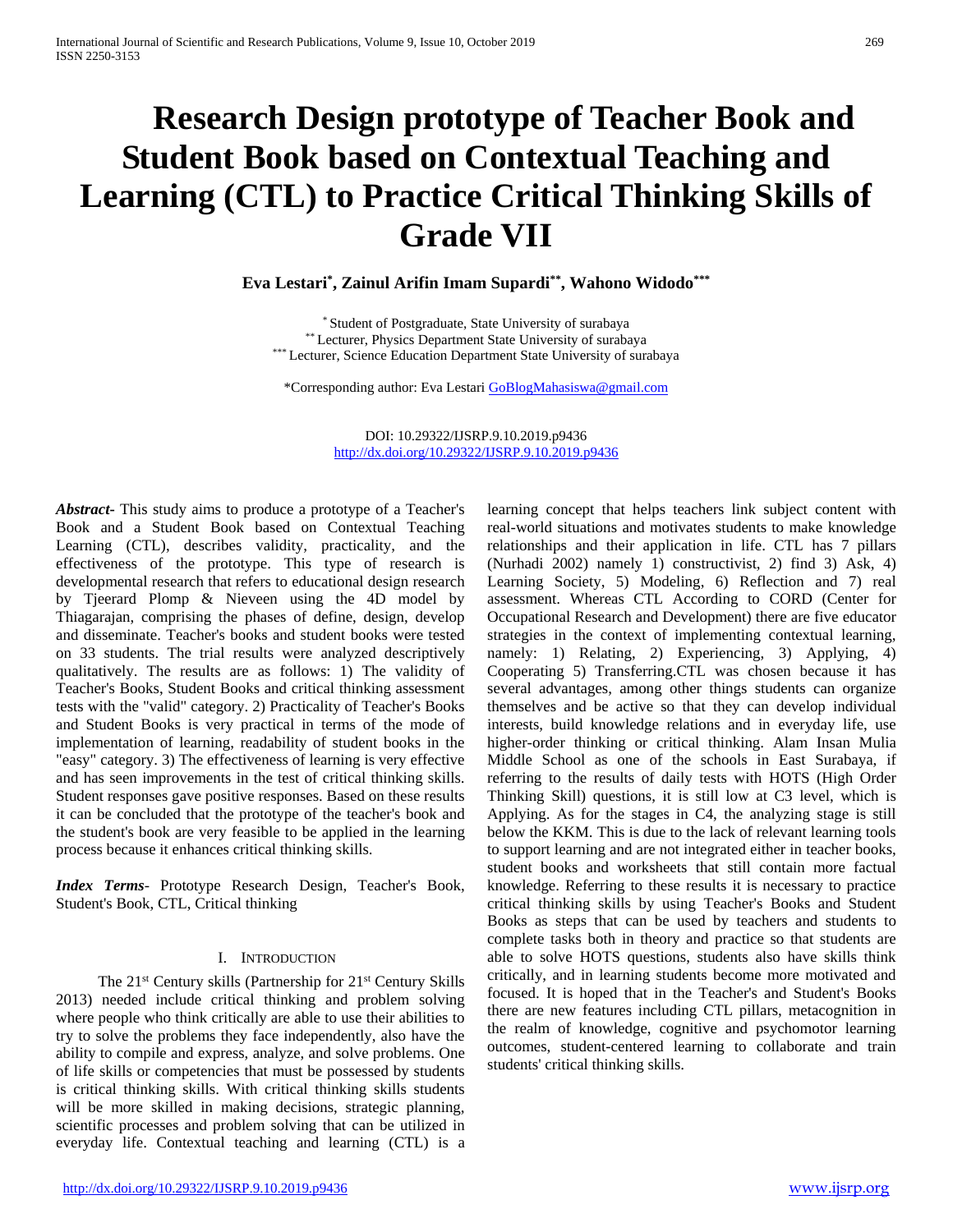# Research Design prototype of Teacher Book and Student Book based on Contextual Teaching and Learning (CTL) to Practice Critical Thinking Skills of Grade VII

**Eva Lestari[*], Zainul Arifin Imam Supardi[**], Wahono Widodo[***]**

[*] Student of Postgraduate, State University of surabaya
[**] Lecturer, Physics Department State University of surabaya
[***] Lecturer, Science Education Department State University of surabaya

*Corresponding author: Eva Lestari GoBlogMahasiswa@gmail.com

DOI: 10.29322/IJSRP.9.10.2019.p9436
http://dx.doi.org/10.29322/IJSRP.9.10.2019.p9436

***Abstract-*** This study aims to produce a prototype of a Teacher's Book and a Student Book based on Contextual Teaching Learning (CTL), describes validity, practicality, and the effectiveness of the prototype. This type of research is developmental research that refers to educational design research by Tjeerard Plomp & Nieveen using the 4D model by Thiagarajan, comprising the phases of define, design, develop and disseminate. Teacher's books and student books were tested on 33 students. The trial results were analyzed descriptively qualitatively. The results are as follows: 1) The validity of Teacher's Books, Student Books and critical thinking assessment tests with the "valid" category. 2) Practicality of Teacher's Books and Student Books is very practical in terms of the mode of implementation of learning, readability of student books in the "easy" category. 3) The effectiveness of learning is very effective and has seen improvements in the test of critical thinking skills. Student responses gave positive responses. Based on these results it can be concluded that the prototype of the teacher's book and the student's book are very feasible to be applied in the learning process because it enhances critical thinking skills.

***Index Terms-*** Prototype Research Design, Teacher's Book, Student's Book, CTL, Critical thinking

## I. Introduction

The 21st Century skills (Partnership for 21st Century Skills 2013) needed include critical thinking and problem solving where people who think critically are able to use their abilities to try to solve the problems they face independently, also have the ability to compile and express, analyze, and solve problems. One of life skills or competencies that must be possessed by students is critical thinking skills. With critical thinking skills students will be more skilled in making decisions, strategic planning, scientific processes and problem solving that can be utilized in everyday life. Contextual teaching and learning (CTL) is a learning concept that helps teachers link subject content with real-world situations and motivates students to make knowledge relationships and their application in life. CTL has 7 pillars (Nurhadi 2002) namely 1) constructivist, 2) find 3) Ask, 4) Learning Society, 5) Modeling, 6) Reflection and 7) real assessment. Whereas CTL According to CORD (Center for Occupational Research and Development) there are five educator strategies in the context of implementing contextual learning, namely: 1) Relating, 2) Experiencing, 3) Applying, 4) Cooperating 5) Transferring.CTL was chosen because it has several advantages, among other things students can organize themselves and be active so that they can develop individual interests, build knowledge relations and in everyday life, use higher-order thinking or critical thinking. Alam Insan Mulia Middle School as one of the schools in East Surabaya, if referring to the results of daily tests with HOTS (High Order Thinking Skill) questions, it is still low at C3 level, which is Applying. As for the stages in C4, the analyzing stage is still below the KKM. This is due to the lack of relevant learning tools to support learning and are not integrated either in teacher books, student books and worksheets that still contain more factual knowledge. Referring to these results it is necessary to practice critical thinking skills by using Teacher's Books and Student Books as steps that can be used by teachers and students to complete tasks both in theory and practice so that students are able to solve HOTS questions, students also have skills think critically, and in learning students become more motivated and focused. It is hoped that in the Teacher's and Student's Books there are new features including CTL pillars, metacognition in the realm of knowledge, cognitive and psychomotor learning outcomes, student-centered learning to collaborate and train students' critical thinking skills.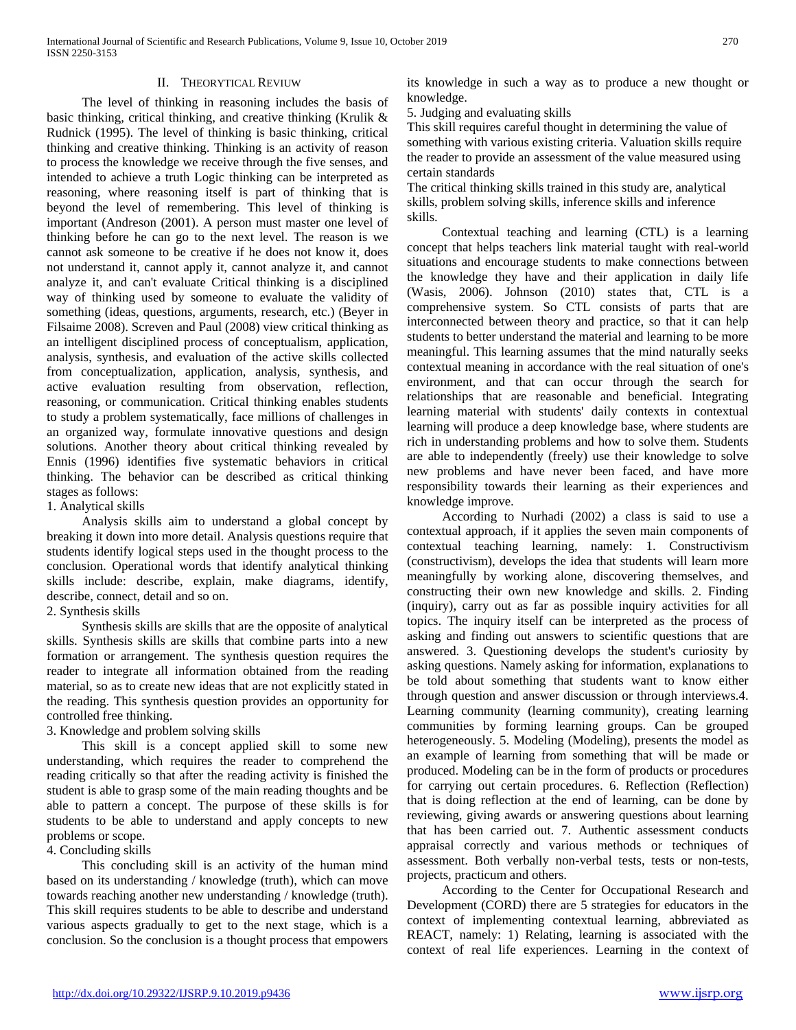## II. THEORYTICAL REVIUW

The level of thinking in reasoning includes the basis of basic thinking, critical thinking, and creative thinking (Krulik & Rudnick (1995). The level of thinking is basic thinking, critical thinking and creative thinking. Thinking is an activity of reason to process the knowledge we receive through the five senses, and intended to achieve a truth Logic thinking can be interpreted as reasoning, where reasoning itself is part of thinking that is beyond the level of remembering. This level of thinking is important (Andreson (2001). A person must master one level of thinking before he can go to the next level. The reason is we cannot ask someone to be creative if he does not know it, does not understand it, cannot apply it, cannot analyze it, and cannot analyze it, and can't evaluate Critical thinking is a disciplined way of thinking used by someone to evaluate the validity of something (ideas, questions, arguments, research, etc.) (Beyer in Filsaime 2008). Screven and Paul (2008) view critical thinking as an intelligent disciplined process of conceptualism, application, analysis, synthesis, and evaluation of the active skills collected from conceptualization, application, analysis, synthesis, and active evaluation resulting from observation, reflection, reasoning, or communication. Critical thinking enables students to study a problem systematically, face millions of challenges in an organized way, formulate innovative questions and design solutions. Another theory about critical thinking revealed by Ennis (1996) identifies five systematic behaviors in critical thinking. The behavior can be described as critical thinking stages as follows:

1. Analytical skills

Analysis skills aim to understand a global concept by breaking it down into more detail. Analysis questions require that students identify logical steps used in the thought process to the conclusion. Operational words that identify analytical thinking skills include: describe, explain, make diagrams, identify, describe, connect, detail and so on.

2. Synthesis skills

Synthesis skills are skills that are the opposite of analytical skills. Synthesis skills are skills that combine parts into a new formation or arrangement. The synthesis question requires the reader to integrate all information obtained from the reading material, so as to create new ideas that are not explicitly stated in the reading. This synthesis question provides an opportunity for controlled free thinking.

3. Knowledge and problem solving skills

This skill is a concept applied skill to some new understanding, which requires the reader to comprehend the reading critically so that after the reading activity is finished the student is able to grasp some of the main reading thoughts and be able to pattern a concept. The purpose of these skills is for students to be able to understand and apply concepts to new problems or scope.

4. Concluding skills

This concluding skill is an activity of the human mind based on its understanding / knowledge (truth), which can move towards reaching another new understanding / knowledge (truth). This skill requires students to be able to describe and understand various aspects gradually to get to the next stage, which is a conclusion. So the conclusion is a thought process that empowers its knowledge in such a way as to produce a new thought or knowledge.

5. Judging and evaluating skills

This skill requires careful thought in determining the value of something with various existing criteria. Valuation skills require the reader to provide an assessment of the value measured using certain standards

The critical thinking skills trained in this study are, analytical skills, problem solving skills, inference skills and inference skills.

Contextual teaching and learning (CTL) is a learning concept that helps teachers link material taught with real-world situations and encourage students to make connections between the knowledge they have and their application in daily life (Wasis, 2006). Johnson (2010) states that, CTL is a comprehensive system. So CTL consists of parts that are interconnected between theory and practice, so that it can help students to better understand the material and learning to be more meaningful. This learning assumes that the mind naturally seeks contextual meaning in accordance with the real situation of one's environment, and that can occur through the search for relationships that are reasonable and beneficial. Integrating learning material with students' daily contexts in contextual learning will produce a deep knowledge base, where students are rich in understanding problems and how to solve them. Students are able to independently (freely) use their knowledge to solve new problems and have never been faced, and have more responsibility towards their learning as their experiences and knowledge improve.

According to Nurhadi (2002) a class is said to use a contextual approach, if it applies the seven main components of contextual teaching learning, namely: 1. Constructivism (constructivism), develops the idea that students will learn more meaningfully by working alone, discovering themselves, and constructing their own new knowledge and skills. 2. Finding (inquiry), carry out as far as possible inquiry activities for all topics. The inquiry itself can be interpreted as the process of asking and finding out answers to scientific questions that are answered. 3. Questioning develops the student's curiosity by asking questions. Namely asking for information, explanations to be told about something that students want to know either through question and answer discussion or through interviews.4. Learning community (learning community), creating learning communities by forming learning groups. Can be grouped heterogeneously. 5. Modeling (Modeling), presents the model as an example of learning from something that will be made or produced. Modeling can be in the form of products or procedures for carrying out certain procedures. 6. Reflection (Reflection) that is doing reflection at the end of learning, can be done by reviewing, giving awards or answering questions about learning that has been carried out. 7. Authentic assessment conducts appraisal correctly and various methods or techniques of assessment. Both verbally non-verbal tests, tests or non-tests, projects, practicum and others.

According to the Center for Occupational Research and Development (CORD) there are 5 strategies for educators in the context of implementing contextual learning, abbreviated as REACT, namely: 1) Relating, learning is associated with the context of real life experiences. Learning in the context of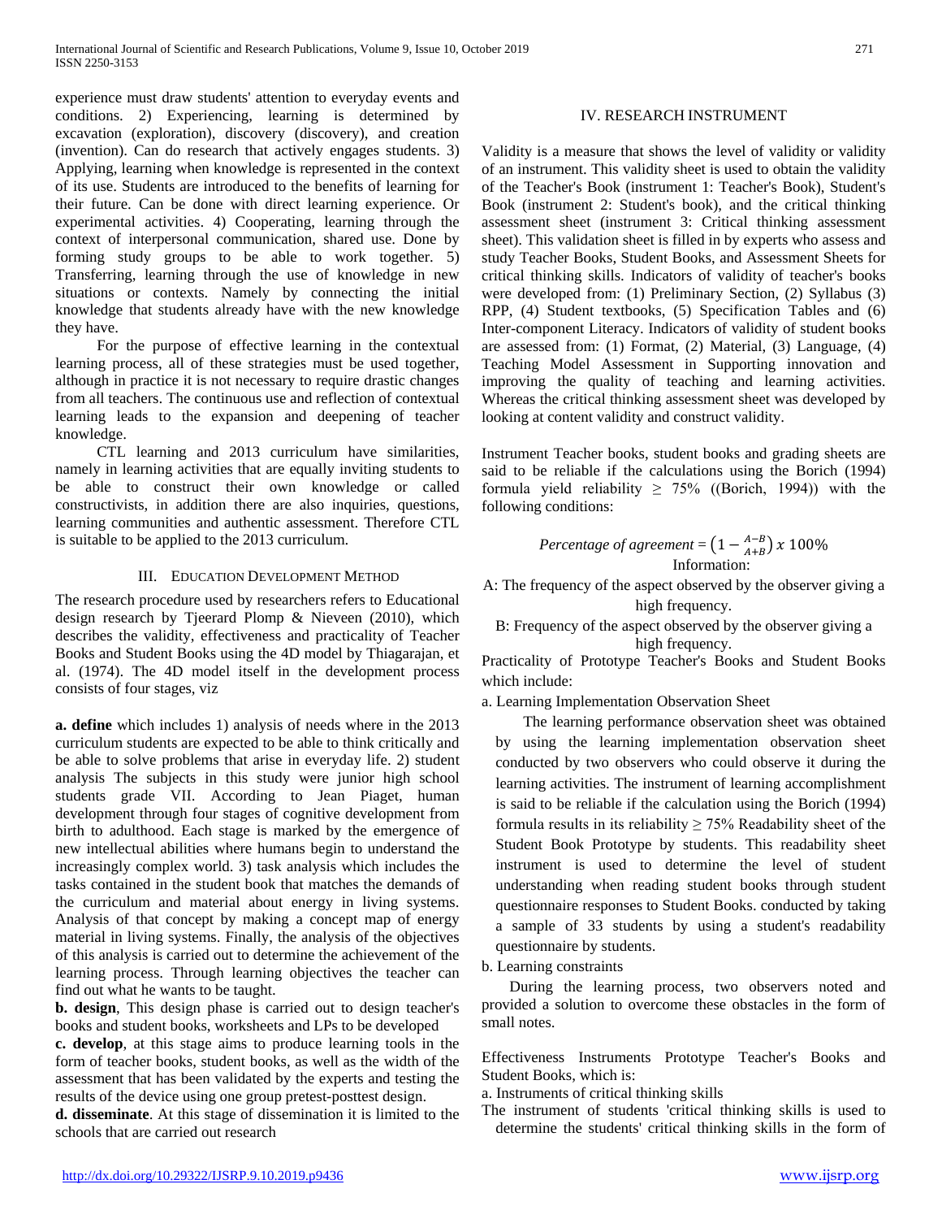experience must draw students' attention to everyday events and conditions. 2) Experiencing, learning is determined by excavation (exploration), discovery (discovery), and creation (invention). Can do research that actively engages students. 3) Applying, learning when knowledge is represented in the context of its use. Students are introduced to the benefits of learning for their future. Can be done with direct learning experience. Or experimental activities. 4) Cooperating, learning through the context of interpersonal communication, shared use. Done by forming study groups to be able to work together. 5) Transferring, learning through the use of knowledge in new situations or contexts. Namely by connecting the initial knowledge that students already have with the new knowledge they have.

For the purpose of effective learning in the contextual learning process, all of these strategies must be used together, although in practice it is not necessary to require drastic changes from all teachers. The continuous use and reflection of contextual learning leads to the expansion and deepening of teacher knowledge.

CTL learning and 2013 curriculum have similarities, namely in learning activities that are equally inviting students to be able to construct their own knowledge or called constructivists, in addition there are also inquiries, questions, learning communities and authentic assessment. Therefore CTL is suitable to be applied to the 2013 curriculum.

## III. Education Development Method

The research procedure used by researchers refers to Educational design research by Tjeerard Plomp & Nieveen (2010), which describes the validity, effectiveness and practicality of Teacher Books and Student Books using the 4D model by Thiagarajan, et al. (1974). The 4D model itself in the development process consists of four stages, viz

**a. define** which includes 1) analysis of needs where in the 2013 curriculum students are expected to be able to think critically and be able to solve problems that arise in everyday life. 2) student analysis The subjects in this study were junior high school students grade VII. According to Jean Piaget, human development through four stages of cognitive development from birth to adulthood. Each stage is marked by the emergence of new intellectual abilities where humans begin to understand the increasingly complex world. 3) task analysis which includes the tasks contained in the student book that matches the demands of the curriculum and material about energy in living systems. Analysis of that concept by making a concept map of energy material in living systems. Finally, the analysis of the objectives of this analysis is carried out to determine the achievement of the learning process. Through learning objectives the teacher can find out what he wants to be taught.

**b. design**, This design phase is carried out to design teacher's books and student books, worksheets and LPs to be developed

**c. develop**, at this stage aims to produce learning tools in the form of teacher books, student books, as well as the width of the assessment that has been validated by the experts and testing the results of the device using one group pretest-posttest design.

**d. disseminate**. At this stage of dissemination it is limited to the schools that are carried out research

## IV. Research Instrument

Validity is a measure that shows the level of validity or validity of an instrument. This validity sheet is used to obtain the validity of the Teacher's Book (instrument 1: Teacher's Book), Student's Book (instrument 2: Student's book), and the critical thinking assessment sheet (instrument 3: Critical thinking assessment sheet). This validation sheet is filled in by experts who assess and study Teacher Books, Student Books, and Assessment Sheets for critical thinking skills. Indicators of validity of teacher's books were developed from: (1) Preliminary Section, (2) Syllabus (3) RPP, (4) Student textbooks, (5) Specification Tables and (6) Inter-component Literacy. Indicators of validity of student books are assessed from: (1) Format, (2) Material, (3) Language, (4) Teaching Model Assessment in Supporting innovation and improving the quality of teaching and learning activities. Whereas the critical thinking assessment sheet was developed by looking at content validity and construct validity.

Instrument Teacher books, student books and grading sheets are said to be reliable if the calculations using the Borich (1994) formula yield reliability ≥ 75% ((Borich, 1994)) with the following conditions:

$$\textit{Percentage of agreement} = \left(1 - \frac{A-B}{A+B}\right) x\ 100\%$$

Information:

A: The frequency of the aspect observed by the observer giving a high frequency.

B: Frequency of the aspect observed by the observer giving a high frequency.

Practicality of Prototype Teacher's Books and Student Books which include:

a. Learning Implementation Observation Sheet

The learning performance observation sheet was obtained by using the learning implementation observation sheet conducted by two observers who could observe it during the learning activities. The instrument of learning accomplishment is said to be reliable if the calculation using the Borich (1994) formula results in its reliability ≥ 75% Readability sheet of the Student Book Prototype by students. This readability sheet instrument is used to determine the level of student understanding when reading student books through student questionnaire responses to Student Books. conducted by taking a sample of 33 students by using a student's readability questionnaire by students.

b. Learning constraints

During the learning process, two observers noted and provided a solution to overcome these obstacles in the form of small notes.

Effectiveness Instruments Prototype Teacher's Books and Student Books, which is:

a. Instruments of critical thinking skills

The instrument of students 'critical thinking skills is used to determine the students' critical thinking skills in the form of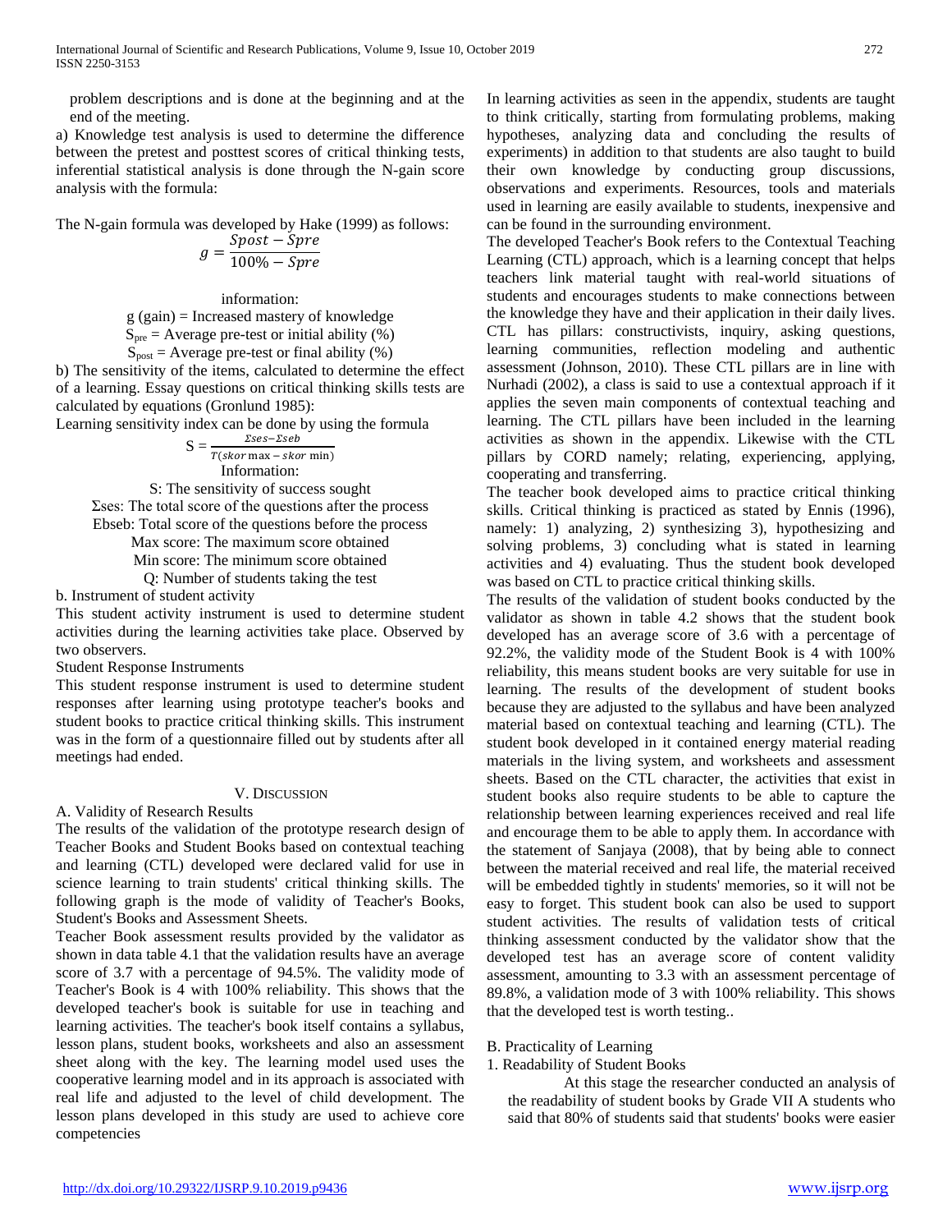problem descriptions and is done at the beginning and at the end of the meeting.

a) Knowledge test analysis is used to determine the difference between the pretest and posttest scores of critical thinking tests, inferential statistical analysis is done through the N-gain score analysis with the formula:

The N-gain formula was developed by Hake (1999) as follows:

$$g = \frac{Spost - Spre}{100\% - Spre}$$

information:

g (gain) = Increased mastery of knowledge

$S_{pre}$ = Average pre-test or initial ability (%)

$S_{post}$ = Average pre-test or final ability (%)

b) The sensitivity of the items, calculated to determine the effect of a learning. Essay questions on critical thinking skills tests are calculated by equations (Gronlund 1985):

Learning sensitivity index can be done by using the formula

$$S = \frac{\Sigma ses - \Sigma seb}{T(skor\ \max - skor\ \min)}$$

Information:

S: The sensitivity of success sought

Σses: The total score of the questions after the process

Ebseb: Total score of the questions before the process

Max score: The maximum score obtained

Min score: The minimum score obtained

Q: Number of students taking the test

b. Instrument of student activity

This student activity instrument is used to determine student activities during the learning activities take place. Observed by two observers.

Student Response Instruments

This student response instrument is used to determine student responses after learning using prototype teacher's books and student books to practice critical thinking skills. This instrument was in the form of a questionnaire filled out by students after all meetings had ended.

## V. Discussion

A. Validity of Research Results

The results of the validation of the prototype research design of Teacher Books and Student Books based on contextual teaching and learning (CTL) developed were declared valid for use in science learning to train students' critical thinking skills. The following graph is the mode of validity of Teacher's Books, Student's Books and Assessment Sheets.

Teacher Book assessment results provided by the validator as shown in data table 4.1 that the validation results have an average score of 3.7 with a percentage of 94.5%. The validity mode of Teacher's Book is 4 with 100% reliability. This shows that the developed teacher's book is suitable for use in teaching and learning activities. The teacher's book itself contains a syllabus, lesson plans, student books, worksheets and also an assessment sheet along with the key. The learning model used uses the cooperative learning model and in its approach is associated with real life and adjusted to the level of child development. The lesson plans developed in this study are used to achieve core competencies

In learning activities as seen in the appendix, students are taught to think critically, starting from formulating problems, making hypotheses, analyzing data and concluding the results of experiments) in addition to that students are also taught to build their own knowledge by conducting group discussions, observations and experiments. Resources, tools and materials used in learning are easily available to students, inexpensive and can be found in the surrounding environment.

The developed Teacher's Book refers to the Contextual Teaching Learning (CTL) approach, which is a learning concept that helps teachers link material taught with real-world situations of students and encourages students to make connections between the knowledge they have and their application in their daily lives. CTL has pillars: constructivists, inquiry, asking questions, learning communities, reflection modeling and authentic assessment (Johnson, 2010). These CTL pillars are in line with Nurhadi (2002), a class is said to use a contextual approach if it applies the seven main components of contextual teaching and learning. The CTL pillars have been included in the learning activities as shown in the appendix. Likewise with the CTL pillars by CORD namely; relating, experiencing, applying, cooperating and transferring.

The teacher book developed aims to practice critical thinking skills. Critical thinking is practiced as stated by Ennis (1996), namely: 1) analyzing, 2) synthesizing 3), hypothesizing and solving problems, 3) concluding what is stated in learning activities and 4) evaluating. Thus the student book developed was based on CTL to practice critical thinking skills.

The results of the validation of student books conducted by the validator as shown in table 4.2 shows that the student book developed has an average score of 3.6 with a percentage of 92.2%, the validity mode of the Student Book is 4 with 100% reliability, this means student books are very suitable for use in learning. The results of the development of student books because they are adjusted to the syllabus and have been analyzed material based on contextual teaching and learning (CTL). The student book developed in it contained energy material reading materials in the living system, and worksheets and assessment sheets. Based on the CTL character, the activities that exist in student books also require students to be able to capture the relationship between learning experiences received and real life and encourage them to be able to apply them. In accordance with the statement of Sanjaya (2008), that by being able to connect between the material received and real life, the material received will be embedded tightly in students' memories, so it will not be easy to forget. This student book can also be used to support student activities. The results of validation tests of critical thinking assessment conducted by the validator show that the developed test has an average score of content validity assessment, amounting to 3.3 with an assessment percentage of 89.8%, a validation mode of 3 with 100% reliability. This shows that the developed test is worth testing..

B. Practicality of Learning

1. Readability of Student Books

At this stage the researcher conducted an analysis of the readability of student books by Grade VII A students who said that 80% of students said that students' books were easier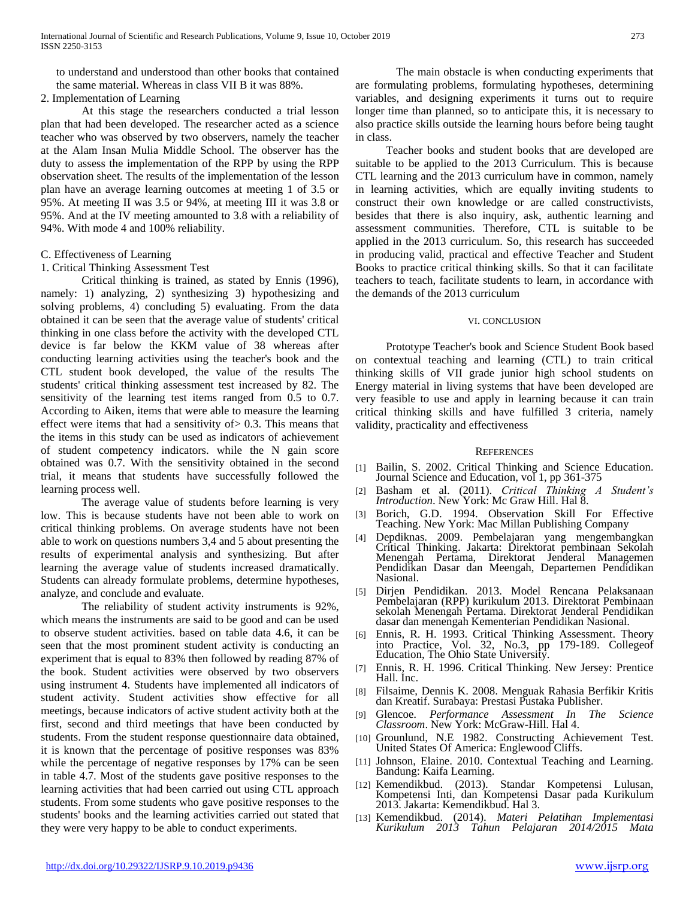to understand and understood than other books that contained the same material. Whereas in class VII B it was 88%.

2. Implementation of Learning

At this stage the researchers conducted a trial lesson plan that had been developed. The researcher acted as a science teacher who was observed by two observers, namely the teacher at the Alam Insan Mulia Middle School. The observer has the duty to assess the implementation of the RPP by using the RPP observation sheet. The results of the implementation of the lesson plan have an average learning outcomes at meeting 1 of 3.5 or 95%. At meeting II was 3.5 or 94%, at meeting III it was 3.8 or 95%. And at the IV meeting amounted to 3.8 with a reliability of 94%. With mode 4 and 100% reliability.

C. Effectiveness of Learning

1. Critical Thinking Assessment Test

Critical thinking is trained, as stated by Ennis (1996), namely: 1) analyzing, 2) synthesizing 3) hypothesizing and solving problems, 4) concluding 5) evaluating. From the data obtained it can be seen that the average value of students' critical thinking in one class before the activity with the developed CTL device is far below the KKM value of 38 whereas after conducting learning activities using the teacher's book and the CTL student book developed, the value of the results The students' critical thinking assessment test increased by 82. The sensitivity of the learning test items ranged from 0.5 to 0.7. According to Aiken, items that were able to measure the learning effect were items that had a sensitivity of> 0.3. This means that the items in this study can be used as indicators of achievement of student competency indicators. while the N gain score obtained was 0.7. With the sensitivity obtained in the second trial, it means that students have successfully followed the learning process well.

The average value of students before learning is very low. This is because students have not been able to work on critical thinking problems. On average students have not been able to work on questions numbers 3,4 and 5 about presenting the results of experimental analysis and synthesizing. But after learning the average value of students increased dramatically. Students can already formulate problems, determine hypotheses, analyze, and conclude and evaluate.

The reliability of student activity instruments is 92%, which means the instruments are said to be good and can be used to observe student activities. based on table data 4.6, it can be seen that the most prominent student activity is conducting an experiment that is equal to 83% then followed by reading 87% of the book. Student activities were observed by two observers using instrument 4. Students have implemented all indicators of student activity. Student activities show effective for all meetings, because indicators of active student activity both at the first, second and third meetings that have been conducted by students. From the student response questionnaire data obtained, it is known that the percentage of positive responses was 83% while the percentage of negative responses by 17% can be seen in table 4.7. Most of the students gave positive responses to the learning activities that had been carried out using CTL approach students. From some students who gave positive responses to the students' books and the learning activities carried out stated that they were very happy to be able to conduct experiments.

The main obstacle is when conducting experiments that are formulating problems, formulating hypotheses, determining variables, and designing experiments it turns out to require longer time than planned, so to anticipate this, it is necessary to also practice skills outside the learning hours before being taught in class.

Teacher books and student books that are developed are suitable to be applied to the 2013 Curriculum. This is because CTL learning and the 2013 curriculum have in common, namely in learning activities, which are equally inviting students to construct their own knowledge or are called constructivists, besides that there is also inquiry, ask, authentic learning and assessment communities. Therefore, CTL is suitable to be applied in the 2013 curriculum. So, this research has succeeded in producing valid, practical and effective Teacher and Student Books to practice critical thinking skills. So that it can facilitate teachers to teach, facilitate students to learn, in accordance with the demands of the 2013 curriculum

## VI. Conclusion

Prototype Teacher's book and Science Student Book based on contextual teaching and learning (CTL) to train critical thinking skills of VII grade junior high school students on Energy material in living systems that have been developed are very feasible to use and apply in learning because it can train critical thinking skills and have fulfilled 3 criteria, namely validity, practicality and effectiveness

## References

[1] Bailin, S. 2002. Critical Thinking and Science Education. Journal Science and Education, vol 1, pp 361-375

[2] Basham et al. (2011). *Critical Thinking A Student's Introduction*. New York: Mc Graw Hill. Hal 8.

[3] Borich, G.D. 1994. Observation Skill For Effective Teaching. New York: Mac Millan Publishing Company

[4] Depdiknas. 2009. Pembelajaran yang mengembangkan Critical Thinking. Jakarta: Direktorat pembinaan Sekolah Menengah Pertama, Direktorat Jenderal Managemen Pendidikan Dasar dan Meengah, Departemen Pendidikan Nasional.

[5] Dirjen Pendidikan. 2013. Model Rencana Pelaksanaan Pembelajaran (RPP) kurikulum 2013. Direktorat Pembinaan sekolah Menengah Pertama. Direktorat Jenderal Pendidikan dasar dan menengah Kementerian Pendidikan Nasional.

[6] Ennis, R. H. 1993. Critical Thinking Assessment. Theory into Practice, Vol. 32, No.3, pp 179-189. Collegeof Education, The Ohio State University.

[7] Ennis, R. H. 1996. Critical Thinking. New Jersey: Prentice Hall. Inc.

[8] Filsaime, Dennis K. 2008. Menguak Rahasia Berfikir Kritis dan Kreatif. Surabaya: Prestasi Pustaka Publisher.

[9] Glencoe. *Performance Assessment In The Science Classroom*. New York: McGraw-Hill. Hal 4.

[10] Grounlund, N.E 1982. Constructing Achievement Test. United States Of America: Englewood Cliffs.

[11] Johnson, Elaine. 2010. Contextual Teaching and Learning. Bandung: Kaifa Learning.

[12] Kemendikbud. (2013). Standar Kompetensi Lulusan, Kompetensi Inti, dan Kompetensi Dasar pada Kurikulum 2013. Jakarta: Kemendikbud. Hal 3.

[13] Kemendikbud. (2014). *Materi Pelatihan Implementasi Kurikulum 2013 Tahun Pelajaran 2014/2015 Mata*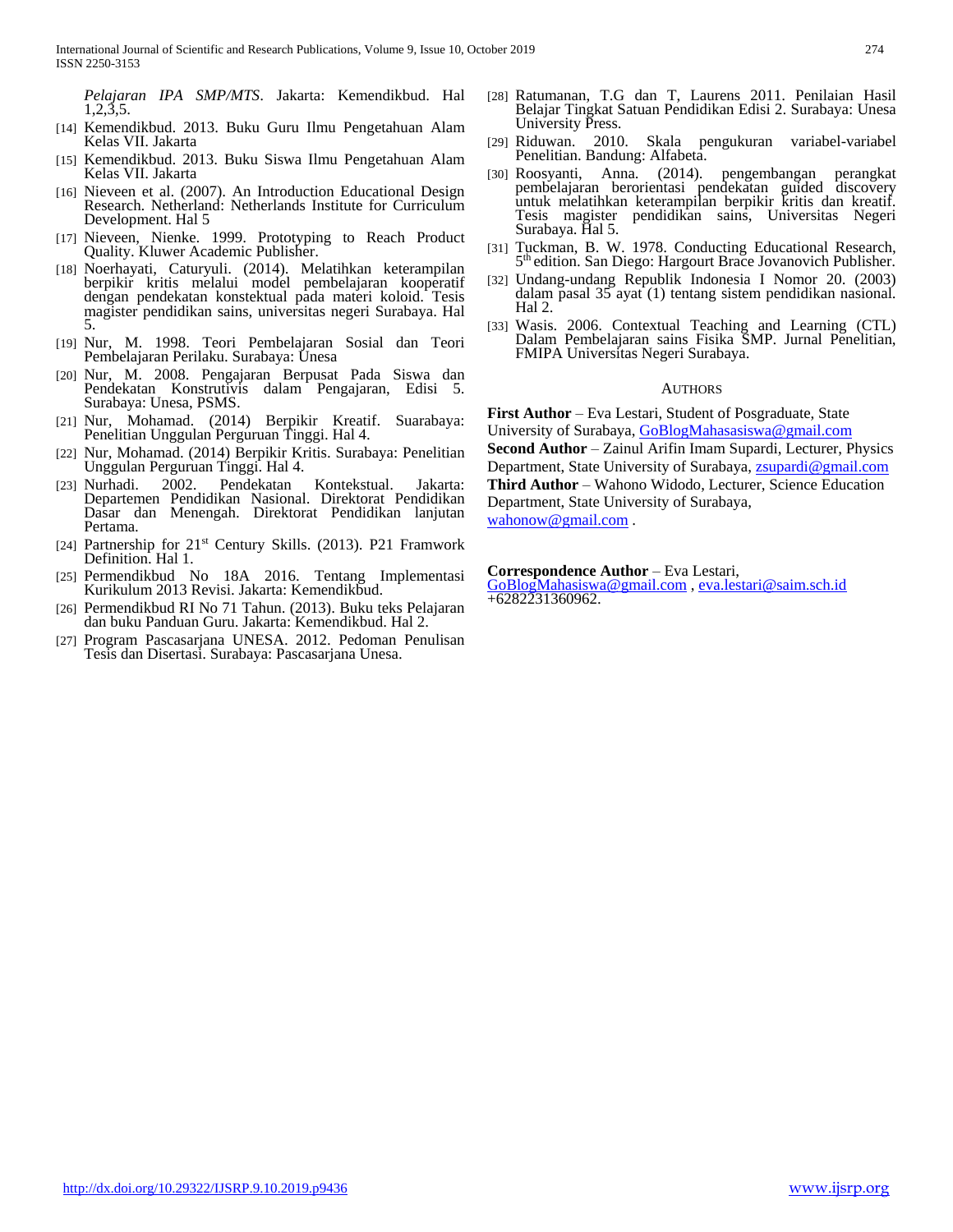*Pelajaran IPA SMP/MTS*. Jakarta: Kemendikbud. Hal 1,2,3,5.

[14] Kemendikbud. 2013. Buku Guru Ilmu Pengetahuan Alam Kelas VII. Jakarta

[15] Kemendikbud. 2013. Buku Siswa Ilmu Pengetahuan Alam Kelas VII. Jakarta

[16] Nieveen et al. (2007). An Introduction Educational Design Research. Netherland: Netherlands Institute for Curriculum Development. Hal 5

[17] Nieveen, Nienke. 1999. Prototyping to Reach Product Quality. Kluwer Academic Publisher.

[18] Noerhayati, Caturyuli. (2014). Melatihkan keterampilan berpikir kritis melalui model pembelajaran kooperatif dengan pendekatan konstektual pada materi koloid. Tesis magister pendidikan sains, universitas negeri Surabaya. Hal 5.

[19] Nur, M. 1998. Teori Pembelajaran Sosial dan Teori Pembelajaran Perilaku. Surabaya: Unesa

[20] Nur, M. 2008. Pengajaran Berpusat Pada Siswa dan Pendekatan Konstrutivis dalam Pengajaran, Edisi 5. Surabaya: Unesa, PSMS.

[21] Nur, Mohamad. (2014) Berpikir Kreatif. Suarabaya: Penelitian Unggulan Perguruan Tinggi. Hal 4.

[22] Nur, Mohamad. (2014) Berpikir Kritis. Surabaya: Penelitian Unggulan Perguruan Tinggi. Hal 4.

[23] Nurhadi. 2002. Pendekatan Kontekstual. Jakarta: Departemen Pendidikan Nasional. Direktorat Pendidikan Dasar dan Menengah. Direktorat Pendidikan lanjutan Pertama.

[24] Partnership for 21st Century Skills. (2013). P21 Framwork Definition. Hal 1.

[25] Permendikbud No 18A 2016. Tentang Implementasi Kurikulum 2013 Revisi. Jakarta: Kemendikbud.

[26] Permendikbud RI No 71 Tahun. (2013). Buku teks Pelajaran dan buku Panduan Guru. Jakarta: Kemendikbud. Hal 2.

[27] Program Pascasarjana UNESA. 2012. Pedoman Penulisan Tesis dan Disertasi. Surabaya: Pascasarjana Unesa.

[28] Ratumanan, T.G dan T, Laurens 2011. Penilaian Hasil Belajar Tingkat Satuan Pendidikan Edisi 2. Surabaya: Unesa University Press.

[29] Riduwan. 2010. Skala pengukuran variabel-variabel Penelitian. Bandung: Alfabeta.

[30] Roosyanti, Anna. (2014). pengembangan perangkat pembelajaran berorientasi pendekatan guided discovery untuk melatihkan keterampilan berpikir kritis dan kreatif. Tesis magister pendidikan sains, Universitas Negeri Surabaya. Hal 5.

[31] Tuckman, B. W. 1978. Conducting Educational Research, 5th edition. San Diego: Hargourt Brace Jovanovich Publisher.

[32] Undang-undang Republik Indonesia I Nomor 20. (2003) dalam pasal 35 ayat (1) tentang sistem pendidikan nasional. Hal 2.

[33] Wasis. 2006. Contextual Teaching and Learning (CTL) Dalam Pembelajaran sains Fisika SMP. Jurnal Penelitian, FMIPA Universitas Negeri Surabaya.

## AUTHORS

**First Author** – Eva Lestari, Student of Posgraduate, State University of Surabaya, GoBlogMahasasiswa@gmail.com

**Second Author** – Zainul Arifin Imam Supardi, Lecturer, Physics Department, State University of Surabaya, zsupardi@gmail.com

**Third Author** – Wahono Widodo, Lecturer, Science Education Department, State University of Surabaya, wahonow@gmail.com .

**Correspondence Author** – Eva Lestari, GoBlogMahasiswa@gmail.com , eva.lestari@saim.sch.id +6282231360962.